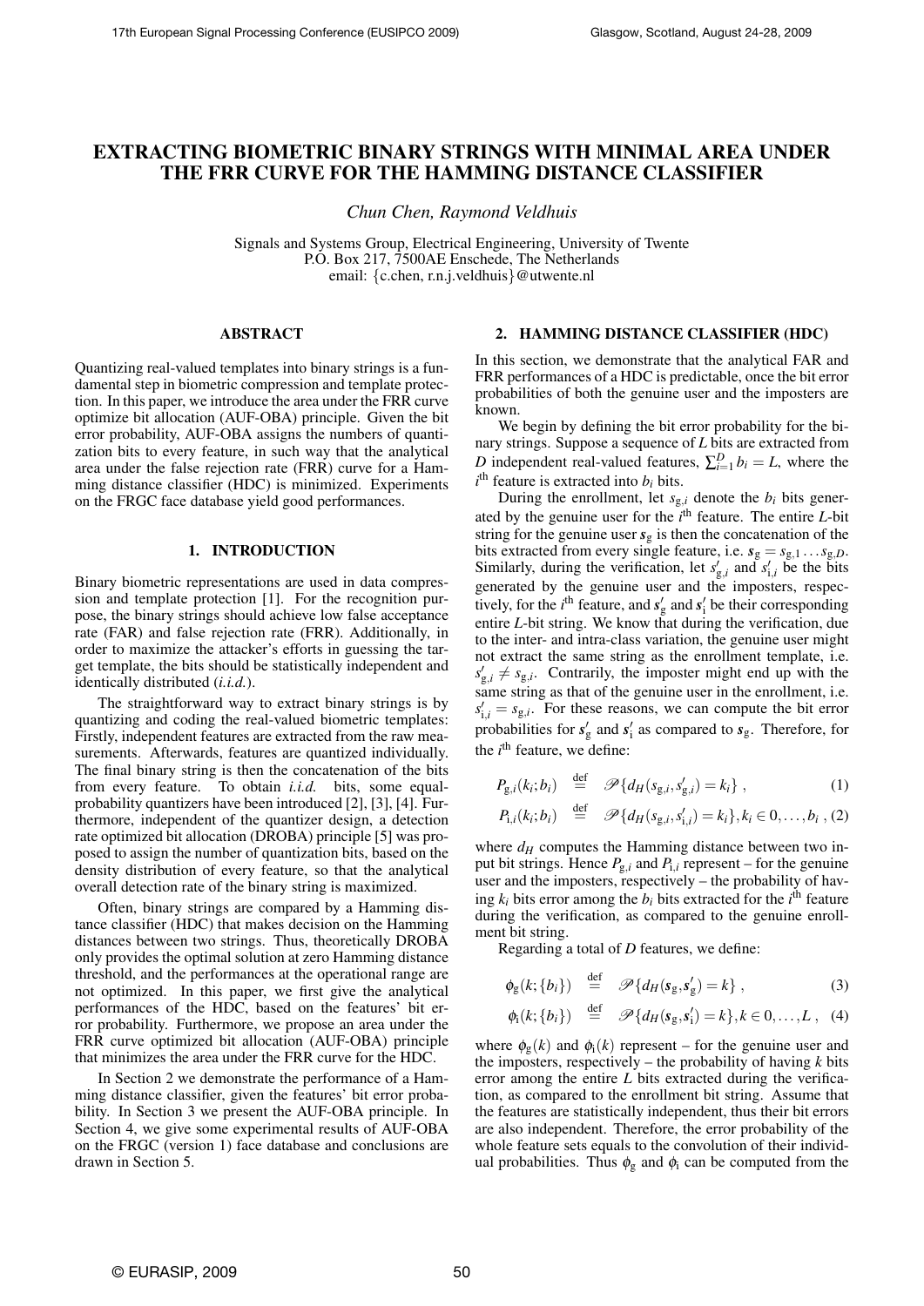# EXTRACTING BIOMETRIC BINARY STRINGS WITH MINIMAL AREA UNDER THE FRR CURVE FOR THE HAMMING DISTANCE CLASSIFIER

*Chun Chen, Raymond Veldhuis*

Signals and Systems Group, Electrical Engineering, University of Twente
P.O. Box 217, 7500AE Enschede, The Netherlands
email: {c.chen, r.n.j.veldhuis}@utwente.nl

## ABSTRACT

Quantizing real-valued templates into binary strings is a fundamental step in biometric compression and template protection. In this paper, we introduce the area under the FRR curve optimize bit allocation (AUF-OBA) principle. Given the bit error probability, AUF-OBA assigns the numbers of quantization bits to every feature, in such way that the analytical area under the false rejection rate (FRR) curve for a Hamming distance classifier (HDC) is minimized. Experiments on the FRGC face database yield good performances.

## 1. INTRODUCTION

Binary biometric representations are used in data compression and template protection [1]. For the recognition purpose, the binary strings should achieve low false acceptance rate (FAR) and false rejection rate (FRR). Additionally, in order to maximize the attacker's efforts in guessing the target template, the bits should be statistically independent and identically distributed (*i.i.d.*).

The straightforward way to extract binary strings is by quantizing and coding the real-valued biometric templates: Firstly, independent features are extracted from the raw measurements. Afterwards, features are quantized individually. The final binary string is then the concatenation of the bits from every feature. To obtain *i.i.d.* bits, some equal-probability quantizers have been introduced [2], [3], [4]. Furthermore, independent of the quantizer design, a detection rate optimized bit allocation (DROBA) principle [5] was proposed to assign the number of quantization bits, based on the density distribution of every feature, so that the analytical overall detection rate of the binary string is maximized.

Often, binary strings are compared by a Hamming distance classifier (HDC) that makes decision on the Hamming distances between two strings. Thus, theoretically DROBA only provides the optimal solution at zero Hamming distance threshold, and the performances at the operational range are not optimized. In this paper, we first give the analytical performances of the HDC, based on the features' bit error probability. Furthermore, we propose an area under the FRR curve optimized bit allocation (AUF-OBA) principle that minimizes the area under the FRR curve for the HDC.

In Section 2 we demonstrate the performance of a Hamming distance classifier, given the features' bit error probability. In Section 3 we present the AUF-OBA principle. In Section 4, we give some experimental results of AUF-OBA on the FRGC (version 1) face database and conclusions are drawn in Section 5.

## 2. HAMMING DISTANCE CLASSIFIER (HDC)

In this section, we demonstrate that the analytical FAR and FRR performances of a HDC is predictable, once the bit error probabilities of both the genuine user and the imposters are known.

We begin by defining the bit error probability for the binary strings. Suppose a sequence of $L$ bits are extracted from $D$ independent real-valued features, $\sum_{i=1}^{D} b_i = L$, where the $i^{\text{th}}$ feature is extracted into $b_i$ bits.

During the enrollment, let $s_{\text{g},i}$ denote the $b_i$ bits generated by the genuine user for the $i^{\text{th}}$ feature. The entire $L$-bit string for the genuine user $\boldsymbol{s}_{\text{g}}$ is then the concatenation of the bits extracted from every single feature, i.e. $\boldsymbol{s}_{\text{g}} = s_{\text{g},1} \dots s_{\text{g},D}$. Similarly, during the verification, let $s'_{\text{g},i}$ and $s'_{\text{i},i}$ be the bits generated by the genuine user and the imposters, respectively, for the $i^{\text{th}}$ feature, and $\boldsymbol{s}'_{\text{g}}$ and $\boldsymbol{s}'_{\text{i}}$ be their corresponding entire $L$-bit string. We know that during the verification, due to the inter- and intra-class variation, the genuine user might not extract the same string as the enrollment template, i.e. $s'_{\text{g},i} \neq s_{\text{g},i}$. Contrarily, the imposter might end up with the same string as that of the genuine user in the enrollment, i.e. $s'_{\text{i},i} = s_{\text{g},i}$. For these reasons, we can compute the bit error probabilities for $\boldsymbol{s}'_{\text{g}}$ and $\boldsymbol{s}'_{\text{i}}$ as compared to $\boldsymbol{s}_{\text{g}}$. Therefore, for the $i^{\text{th}}$ feature, we define:

$$P_{\text{g},i}(k_i; b_i) \stackrel{\text{def}}{=} \mathscr{P}\{d_H(s_{\text{g},i}, s'_{\text{g},i}) = k_i\}\,, \tag{1}$$

$$P_{\text{i},i}(k_i; b_i) \stackrel{\text{def}}{=} \mathscr{P}\{d_H(s_{\text{g},i}, s'_{\text{i},i}) = k_i\}, k_i \in 0, \dots, b_i\,, \tag{2}$$

where $d_H$ computes the Hamming distance between two input bit strings. Hence $P_{\text{g},i}$ and $P_{\text{i},i}$ represent – for the genuine user and the imposters, respectively – the probability of having $k_i$ bits error among the $b_i$ bits extracted for the $i^{\text{th}}$ feature during the verification, as compared to the genuine enrollment bit string.

Regarding a total of $D$ features, we define:

$$\phi_{\text{g}}(k; \{b_i\}) \stackrel{\text{def}}{=} \mathscr{P}\{d_H(\boldsymbol{s}_{\text{g}}, \boldsymbol{s}'_{\text{g}}) = k\}\,, \tag{3}$$

$$\phi_{\text{i}}(k; \{b_i\}) \stackrel{\text{def}}{=} \mathscr{P}\{d_H(\boldsymbol{s}_{\text{g}}, \boldsymbol{s}'_{\text{i}}) = k\}, k \in 0, \dots, L\,, \tag{4}$$

where $\phi_{\text{g}}(k)$ and $\phi_{\text{i}}(k)$ represent – for the genuine user and the imposters, respectively – the probability of having $k$ bits error among the entire $L$ bits extracted during the verification, as compared to the enrollment bit string. Assume that the features are statistically independent, thus their bit errors are also independent. Therefore, the error probability of the whole feature sets equals to the convolution of their individual probabilities. Thus $\phi_{\text{g}}$ and $\phi_{\text{i}}$ can be computed from the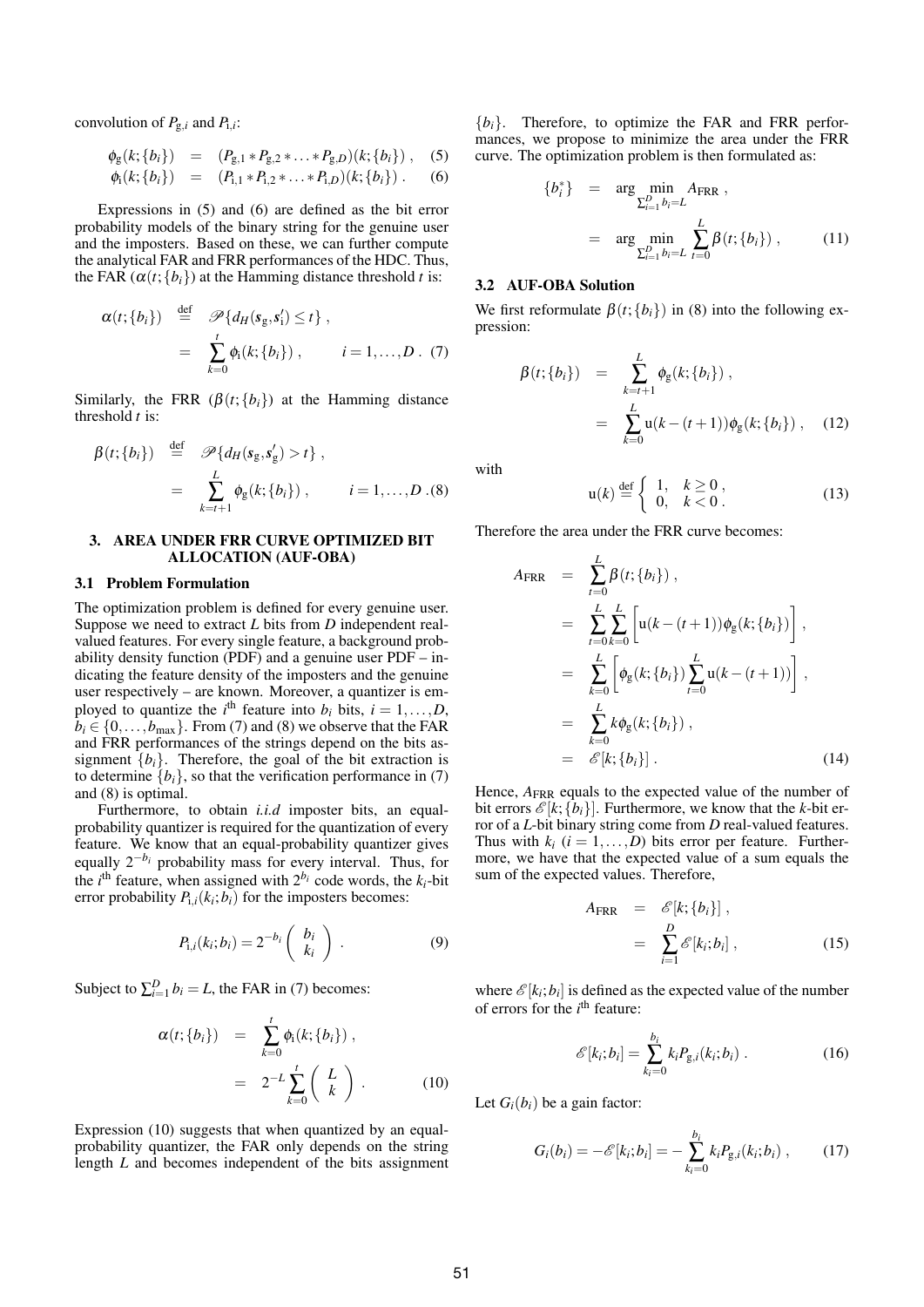convolution of $P_{g,i}$ and $P_{i,i}$:

$$\phi_g(k;\{b_i\}) = (P_{g,1} * P_{g,2} * \ldots * P_{g,D})(k;\{b_i\}) , \quad (5)$$

$$\phi_i(k;\{b_i\}) = (P_{i,1} * P_{i,2} * \ldots * P_{i,D})(k;\{b_i\}) . \quad (6)$$

Expressions in (5) and (6) are defined as the bit error probability models of the binary string for the genuine user and the imposters. Based on these, we can further compute the analytical FAR and FRR performances of the HDC. Thus, the FAR ($\alpha(t;\{b_i\})$ at the Hamming distance threshold $t$ is:

$$\begin{aligned}
\alpha(t;\{b_i\}) &\stackrel{\text{def}}{=} \mathscr{P}\{d_H(\mathbf{s}_g, \mathbf{s}'_i) \le t\} , \\
&= \sum_{k=0}^{t} \phi_i(k;\{b_i\}) , \qquad i = 1,\ldots,D . \quad (7)
\end{aligned}$$

Similarly, the FRR ($\beta(t;\{b_i\})$ at the Hamming distance threshold $t$ is:

$$\begin{aligned}
\beta(t;\{b_i\}) &\stackrel{\text{def}}{=} \mathscr{P}\{d_H(\mathbf{s}_g, \mathbf{s}'_g) > t\} , \\
&= \sum_{k=t+1}^{L} \phi_g(k;\{b_i\}) , \qquad i = 1,\ldots,D . (8)
\end{aligned}$$

## 3. AREA UNDER FRR CURVE OPTIMIZED BIT ALLOCATION (AUF-OBA)

### 3.1 Problem Formulation

The optimization problem is defined for every genuine user. Suppose we need to extract $L$ bits from $D$ independent real-valued features. For every single feature, a background probability density function (PDF) and a genuine user PDF – indicating the feature density of the imposters and the genuine user respectively – are known. Moreover, a quantizer is employed to quantize the $i^{\text{th}}$ feature into $b_i$ bits, $i = 1,\ldots,D$, $b_i \in \{0,\ldots,b_{\max}\}$. From (7) and (8) we observe that the FAR and FRR performances of the strings depend on the bits assignment $\{b_i\}$. Therefore, the goal of the bit extraction is to determine $\{b_i\}$, so that the verification performance in (7) and (8) is optimal.

Furthermore, to obtain *i.i.d* imposter bits, an equal-probability quantizer is required for the quantization of every feature. We know that an equal-probability quantizer gives equally $2^{-b_i}$ probability mass for every interval. Thus, for the $i^{\text{th}}$ feature, when assigned with $2^{b_i}$ code words, the $k_i$-bit error probability $P_{i,i}(k_i;b_i)$ for the imposters becomes:

$$P_{i,i}(k_i;b_i) = 2^{-b_i} \binom{b_i}{k_i} . \quad (9)$$

Subject to $\sum_{i=1}^{D} b_i = L$, the FAR in (7) becomes:

$$\begin{aligned}
\alpha(t;\{b_i\}) &= \sum_{k=0}^{t} \phi_i(k;\{b_i\}) , \\
&= 2^{-L} \sum_{k=0}^{t} \binom{L}{k} . \quad (10)
\end{aligned}$$

Expression (10) suggests that when quantized by an equal-probability quantizer, the FAR only depends on the string length $L$ and becomes independent of the bits assignment $\{b_i\}$. Therefore, to optimize the FAR and FRR performances, we propose to minimize the area under the FRR curve. The optimization problem is then formulated as:

$$\begin{aligned}
\{b_i^*\} &= \arg \min_{\sum_{i=1}^{D} b_i = L} A_{\text{FRR}} , \\
&= \arg \min_{\sum_{i=1}^{D} b_i = L} \sum_{t=0}^{L} \beta(t;\{b_i\}) , \quad (11)
\end{aligned}$$

### 3.2 AUF-OBA Solution

We first reformulate $\beta(t;\{b_i\})$ in (8) into the following expression:

$$\begin{aligned}
\beta(t;\{b_i\}) &= \sum_{k=t+1}^{L} \phi_g(k;\{b_i\}) , \\
&= \sum_{k=0}^{L} \mathrm{u}(k-(t+1)) \phi_g(k;\{b_i\}) , \quad (12)
\end{aligned}$$

with

$$\mathrm{u}(k) \stackrel{\text{def}}{=} \begin{cases} 1, & k \ge 0 , \\ 0, & k < 0 . \end{cases} \quad (13)$$

Therefore the area under the FRR curve becomes:

$$\begin{aligned}
A_{\text{FRR}} &= \sum_{t=0}^{L} \beta(t;\{b_i\}) , \\
&= \sum_{t=0}^{L} \sum_{k=0}^{L} \left[ \mathrm{u}(k-(t+1)) \phi_g(k;\{b_i\}) \right] , \\
&= \sum_{k=0}^{L} \left[ \phi_g(k;\{b_i\}) \sum_{t=0}^{L} \mathrm{u}(k-(t+1)) \right] , \\
&= \sum_{k=0}^{L} k \phi_g(k;\{b_i\}) , \\
&= \mathscr{E}[k;\{b_i\}] . \quad (14)
\end{aligned}$$

Hence, $A_{\text{FRR}}$ equals to the expected value of the number of bit errors $\mathscr{E}[k;\{b_i\}]$. Furthermore, we know that the $k$-bit error of a $L$-bit binary string come from $D$ real-valued features. Thus with $k_i$ ($i = 1,\ldots,D$) bits error per feature. Furthermore, we have that the expected value of a sum equals the sum of the expected values. Therefore,

$$\begin{aligned}
A_{\text{FRR}} &= \mathscr{E}[k;\{b_i\}] , \\
&= \sum_{i=1}^{D} \mathscr{E}[k_i;b_i] , \quad (15)
\end{aligned}$$

where $\mathscr{E}[k_i;b_i]$ is defined as the expected value of the number of errors for the $i^{\text{th}}$ feature:

$$\mathscr{E}[k_i;b_i] = \sum_{k_i=0}^{b_i} k_i P_{g,i}(k_i;b_i) . \quad (16)$$

Let $G_i(b_i)$ be a gain factor:

$$G_i(b_i) = -\mathscr{E}[k_i;b_i] = -\sum_{k_i=0}^{b_i} k_i P_{g,i}(k_i;b_i) , \quad (17)$$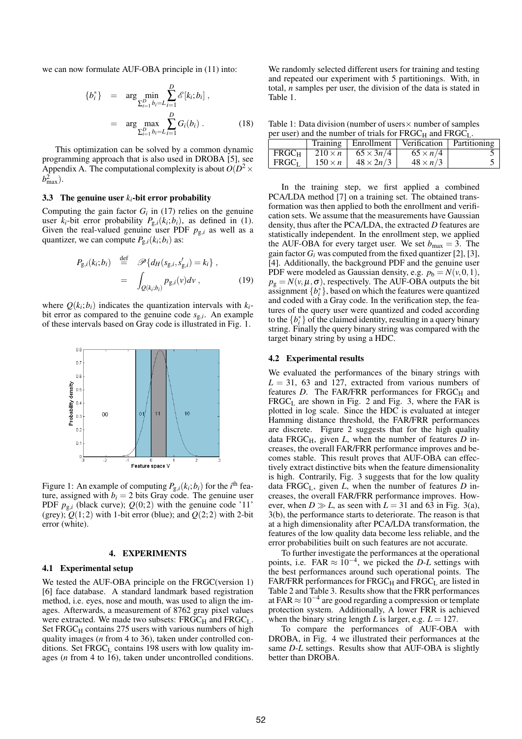we can now formulate AUF-OBA principle in (11) into:

$$\{b_i^*\} = \arg\min_{\sum_{i=1}^{D} b_i = L} \sum_{i=1}^{D} \mathscr{E}[k_i; b_i] \,,$$
$$= \arg\max_{\sum_{i=1}^{D} b_i = L} \sum_{i=1}^{D} G_i(b_i) \,. \quad (18)$$

This optimization can be solved by a common dynamic programming approach that is also used in DROBA [5], see Appendix A. The computational complexity is about $O(D^2 \times b_{\max}^2)$.

### 3.3 The genuine user $k_i$-bit error probability

Computing the gain factor $G_i$ in (17) relies on the genuine user $k_i$-bit error probability $P_{g,i}(k_i; b_i)$, as defined in (1). Given the real-valued genuine user PDF $p_{g,i}$ as well as a quantizer, we can compute $P_{g,i}(k_i; b_i)$ as:

$$P_{g,i}(k_i; b_i) \stackrel{\text{def}}{=} \mathscr{P}\{d_H(s_{g,i}, s'_{g,i}) = k_i\} \,,$$
$$= \int_{Q(k_i; b_i)} p_{g,i}(v) dv \,, \quad (19)$$

where $Q(k_i; b_i)$ indicates the quantization intervals with $k_i$-bit error as compared to the genuine code $s_{g,i}$. An example of these intervals based on Gray code is illustrated in Fig. 1.

Figure 1: An example of computing $P_{g,i}(k_i; b_i)$ for the $i^{\text{th}}$ feature, assigned with $b_i = 2$ bits Gray code. The genuine user PDF $p_{g,i}$ (black curve); $Q(0; 2)$ with the genuine code '11' (grey); $Q(1; 2)$ with 1-bit error (blue); and $Q(2; 2)$ with 2-bit error (white).

## 4. EXPERIMENTS

### 4.1 Experimental setup

We tested the AUF-OBA principle on the FRGC(version 1) [6] face database. A standard landmark based registration method, i.e. eyes, nose and mouth, was used to align the images. Afterwards, a measurement of 8762 gray pixel values were extracted. We made two subsets: $\text{FRGC}_\text{H}$ and $\text{FRGC}_\text{L}$. Set $\text{FRGC}_\text{H}$ contains 275 users with various numbers of high quality images ($n$ from 4 to 36), taken under controlled conditions. Set $\text{FRGC}_\text{L}$ contains 198 users with low quality images ($n$ from 4 to 16), taken under uncontrolled conditions. We randomly selected different users for training and testing and repeated our experiment with 5 partitionings. With, in total, $n$ samples per user, the division of the data is stated in Table 1.

Table 1: Data division (number of users× number of samples per user) and the number of trials for $\text{FRGC}_\text{H}$ and $\text{FRGC}_\text{L}$.

| | Training | Enrollment | Verification | Partitioning |
|---|---|---|---|---|
| $\text{FRGC}_\text{H}$ | $210 \times n$ | $65 \times 3n/4$ | $65 \times n/4$ | 5 |
| $\text{FRGC}_\text{L}$ | $150 \times n$ | $48 \times 2n/3$ | $48 \times n/3$ | 5 |

In the training step, we first applied a combined PCA/LDA method [7] on a training set. The obtained transformation was then applied to both the enrollment and verification sets. We assume that the measurements have Gaussian density, thus after the PCA/LDA, the extracted $D$ features are statistically independent. In the enrollment step, we applied the AUF-OBA for every target user. We set $b_{\max} = 3$. The gain factor $G_i$ was computed from the fixed quantizer [2], [3], [4]. Additionally, the background PDF and the genuine user PDF were modeled as Gaussian density, e.g. $p_b = N(v, 0, 1)$, $p_g = N(v, \mu, \sigma)$, respectively. The AUF-OBA outputs the bit assignment $\{b_i^*\}$, based on which the features were quantized and coded with a Gray code. In the verification step, the features of the query user were quantized and coded according to the $\{b_i^*\}$ of the claimed identity, resulting in a query binary string. Finally the query binary string was compared with the target binary string by using a HDC.

### 4.2 Experimental results

We evaluated the performances of the binary strings with $L = 31$, 63 and 127, extracted from various numbers of features $D$. The FAR/FRR performances for $\text{FRGC}_\text{H}$ and $\text{FRGC}_\text{L}$ are shown in Fig. 2 and Fig. 3, where the FAR is plotted in log scale. Since the HDC is evaluated at integer Hamming distance threshold, the FAR/FRR performances are discrete. Figure 2 suggests that for the high quality data $\text{FRGC}_\text{H}$, given $L$, when the number of features $D$ increases, the overall FAR/FRR performance improves and becomes stable. This result proves that AUF-OBA can effectively extract distinctive bits when the feature dimensionality is high. Contrarily, Fig. 3 suggests that for the low quality data $\text{FRGC}_\text{L}$, given $L$, when the number of features $D$ increases, the overall FAR/FRR performance improves. However, when $D \gg L$, as seen with $L = 31$ and 63 in Fig. 3(a), 3(b), the performance starts to deteriorate. The reason is that at a high dimensionality after PCA/LDA transformation, the features of the low quality data become less reliable, and the error probabilities built on such features are not accurate.

To further investigate the performances at the operational points, i.e. FAR $\approx 10^{-4}$, we picked the $D$-$L$ settings with the best performances around such operational points. The FAR/FRR performances for $\text{FRGC}_\text{H}$ and $\text{FRGC}_\text{L}$ are listed in Table 2 and Table 3. Results show that the FRR performances at FAR $\approx 10^{-4}$ are good regarding a compression or template protection system. Additionally, A lower FRR is achieved when the binary string length $L$ is larger, e.g. $L = 127$.

To compare the performances of AUF-OBA with DROBA, in Fig. 4 we illustrated their performances at the same $D$-$L$ settings. Results show that AUF-OBA is slightly better than DROBA.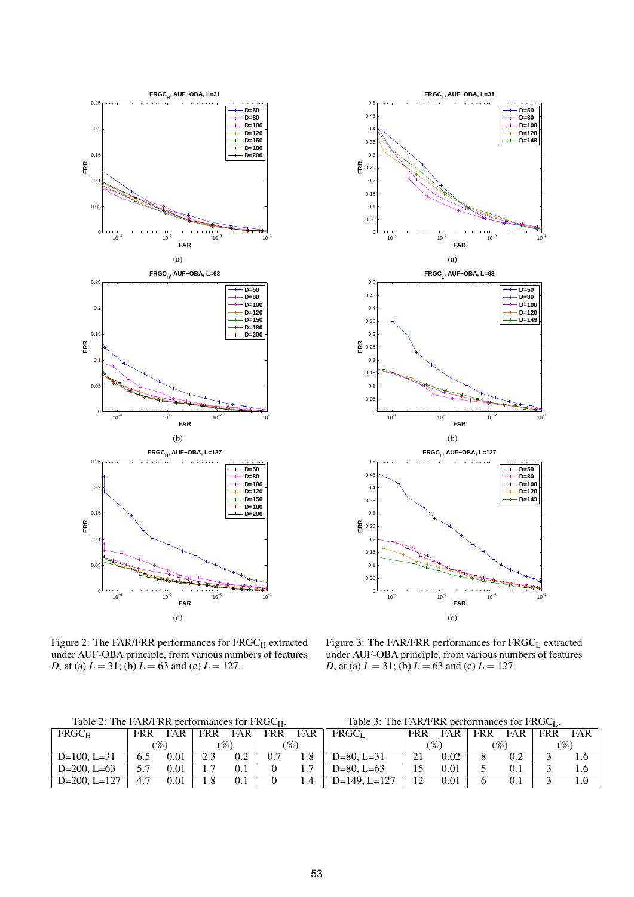Figure 2: The FAR/FRR performances for $FRGC_H$ extracted under AUF-OBA principle, from various numbers of features $D$, at (a) $L = 31$; (b) $L = 63$ and (c) $L = 127$.

Figure 3: The FAR/FRR performances for $FRGC_L$ extracted under AUF-OBA principle, from various numbers of features $D$, at (a) $L = 31$; (b) $L = 63$ and (c) $L = 127$.

Table 2: The FAR/FRR performances for $FRGC_H$.

| $FRGC_H$ | FRR | FAR | FRR | FAR | FRR | FAR |
|---|---|---|---|---|---|---|
| | (%) | | (%) | | (%) | |
| D=100, L=31 | 6.5 | 0.01 | 2.3 | 0.2 | 0.7 | 1.8 |
| D=200, L=63 | 5.7 | 0.01 | 1.7 | 0.1 | 0 | 1.7 |
| D=200, L=127 | 4.7 | 0.01 | 1.8 | 0.1 | 0 | 1.4 |

Table 3: The FAR/FRR performances for $FRGC_L$.

| $FRGC_L$ | FRR | FAR | FRR | FAR | FRR | FAR |
|---|---|---|---|---|---|---|
| | (%) | | (%) | | (%) | |
| D=80, L=31 | 21 | 0.02 | 8 | 0.2 | 3 | 1.6 |
| D=80, L=63 | 15 | 0.01 | 5 | 0.1 | 3 | 1.6 |
| D=149, L=127 | 12 | 0.01 | 6 | 0.1 | 3 | 1.0 |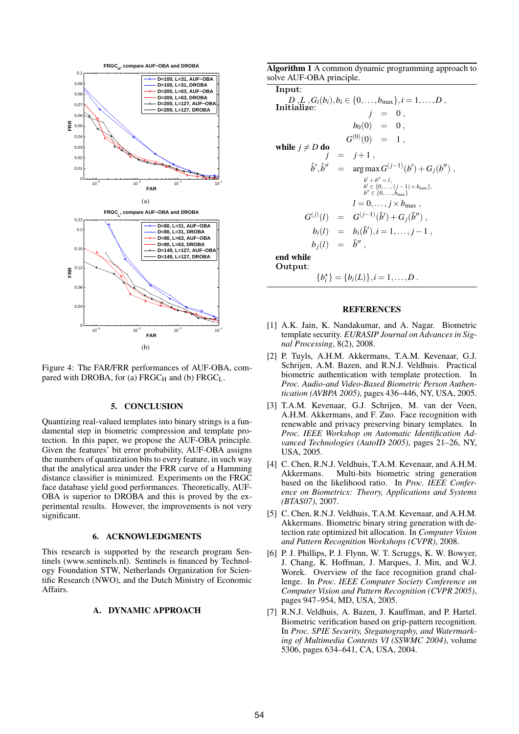FRGC$_H$, compare AUF-OBA and DROBA

D=100, L=31, AUF-OBA
D=100, L=31, DROBA
D=200, L=63, AUF-OBA
D=200, L=63, DROBA
D=200, L=127, AUF-OBA
D=200, L=127, DROBA

FRR
FAR

(a)

FRGC$_L$, compare AUF-OBA and DROBA

D=80, L=31, AUF-OBA
D=80, L=31, DROBA
D=80, L=63, AUF-OBA
D=80, L=63, DROBA
D=149, L=127, AUF-OBA
D=149, L=127, DROBA

FRR
FAR

(b)

Figure 4: The FAR/FRR performances of AUF-OBA, compared with DROBA, for (a) FRGC$_H$ and (b) FRGC$_L$.

## 5. CONCLUSION

Quantizing real-valued templates into binary strings is a fundamental step in biometric compression and template protection. In this paper, we propose the AUF-OBA principle. Given the features' bit error probability, AUF-OBA assigns the numbers of quantization bits to every feature, in such way that the analytical area under the FRR curve of a Hamming distance classifier is minimized. Experiments on the FRGC face database yield good performances. Theoretically, AUF-OBA is superior to DROBA and this is proved by the experimental results. However, the improvements is not very significant.

## 6. ACKNOWLEDGMENTS

This research is supported by the research program Sentinels (www.sentinels.nl). Sentinels is financed by Technology Foundation STW, Netherlands Organization for Scientific Research (NWO), and the Dutch Ministry of Economic Affairs.

## A. DYNAMIC APPROACH

**Algorithm 1** A common dynamic programming approach to solve AUF-OBA principle.

**Input**:

$$D, L, G_i(b_i), b_i \in \{0, \dots, b_{\max}\}, i = 1, \dots, D,$$

**Initialize**:

$$j = 0,$$
$$b_0(0) = 0,$$
$$G^{(0)}(0) = 1,$$

**while** $j \neq D$ **do**

$$j = j + 1,$$
$$\hat{b}', \hat{b}'' = \arg\max_{\substack{b' + b'' = l, \\ b' \in \{0, \dots, (j-1) \times b_{\max}\}, \\ b'' \in \{0, \dots, b_{\max}\}}} G^{(j-1)}(b') + G_j(b''),$$
$$l = 0, \dots, j \times b_{\max},$$
$$G^{(j)}(l) = G^{(j-1)}(\hat{b}') + G_j(\hat{b}''),$$
$$b_i(l) = b_i(\hat{b}'), i = 1, \dots, j-1,$$
$$b_j(l) = \hat{b}'',$$

**end while**

**Output**:

$$\{b_i^*\} = \{b_i(L)\}, i = 1, \dots, D.$$

## REFERENCES

[1] A.K. Jain, K. Nandakumar, and A. Nagar. Biometric template security. *EURASIP Journal on Advances in Signal Processing*, 8(2), 2008.

[2] P. Tuyls, A.H.M. Akkermans, T.A.M. Kevenaar, G.J. Schrijen, A.M. Bazen, and R.N.J. Veldhuis. Practical biometric authentication with template protection. In *Proc. Audio-and Video-Based Biometric Person Authentication (AVBPA 2005)*, pages 436–446, NY, USA, 2005.

[3] T.A.M. Kevenaar, G.J. Schrijen, M. van der Veen, A.H.M. Akkermans, and F. Zuo. Face recognition with renewable and privacy preserving binary templates. In *Proc. IEEE Workshop on Automatic Identification Advanced Technologies (AutoID 2005)*, pages 21–26, NY, USA, 2005.

[4] C. Chen, R.N.J. Veldhuis, T.A.M. Kevenaar, and A.H.M. Akkermans. Multi-bits biometric string generation based on the likelihood ratio. In *Proc. IEEE Conference on Biometrics: Theory, Applications and Systems (BTAS07)*, 2007.

[5] C. Chen, R.N.J. Veldhuis, T.A.M. Kevenaar, and A.H.M. Akkermans. Biometric binary string generation with detection rate optimized bit allocation. In *Computer Vision and Pattern Recognition Workshops (CVPR)*, 2008.

[6] P. J. Phillips, P. J. Flynn, W. T. Scruggs, K. W. Bowyer, J. Chang, K. Hoffman, J. Marques, J. Min, and W.J. Worek. Overview of the face recognition grand challenge. In *Proc. IEEE Computer Society Conference on Computer Vision and Pattern Recognition (CVPR 2005)*, pages 947–954, MD, USA, 2005.

[7] R.N.J. Veldhuis, A. Bazen, J. Kauffman, and P. Hartel. Biometric verification based on grip-pattern recognition. In *Proc. SPIE Security, Steganography, and Watermarking of Multimedia Contents VI (SSWMC 2004)*, volume 5306, pages 634–641, CA, USA, 2004.